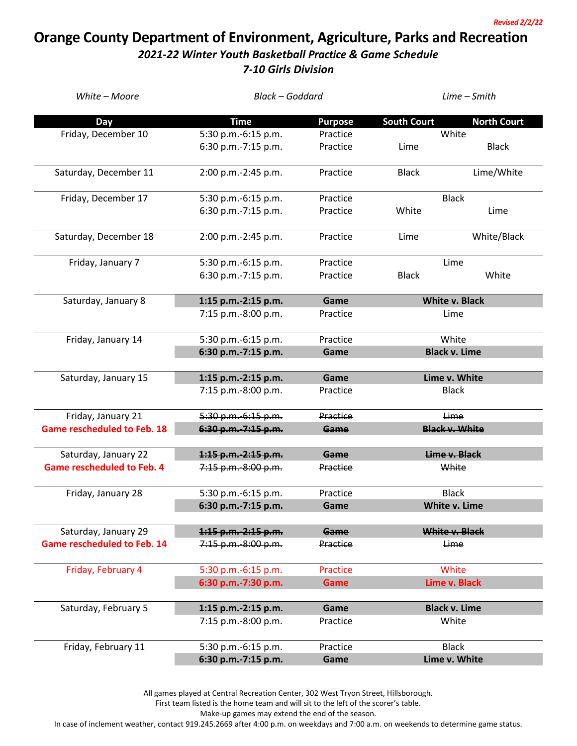*Revised 2/2/22*

# Orange County Department of Environment, Agriculture, Parks and Recreation

## *2021-22 Winter Youth Basketball Practice & Game Schedule*

## *7-10 Girls Division*

*White – Moore* | *Black – Goddard* | *Lime – Smith*

| Day | Time | Purpose | South Court | North Court |
|---|---|---|---|---|
| Friday, December 10 | 5:30 p.m.-6:15 p.m. | Practice | White | |
| | 6:30 p.m.-7:15 p.m. | Practice | Lime | Black |
| Saturday, December 11 | 2:00 p.m.-2:45 p.m. | Practice | Black | Lime/White |
| Friday, December 17 | 5:30 p.m.-6:15 p.m. | Practice | Black | |
| | 6:30 p.m.-7:15 p.m. | Practice | White | Lime |
| Saturday, December 18 | 2:00 p.m.-2:45 p.m. | Practice | Lime | White/Black |
| Friday, January 7 | 5:30 p.m.-6:15 p.m. | Practice | Lime | |
| | 6:30 p.m.-7:15 p.m. | Practice | Black | White |
| Saturday, January 8 | **1:15 p.m.-2:15 p.m.** | **Game** | **White v. Black** | |
| | 7:15 p.m.-8:00 p.m. | Practice | Lime | |
| Friday, January 14 | 5:30 p.m.-6:15 p.m. | Practice | White | |
| | **6:30 p.m.-7:15 p.m.** | **Game** | **Black v. Lime** | |
| Saturday, January 15 | **1:15 p.m.-2:15 p.m.** | **Game** | **Lime v. White** | |
| | 7:15 p.m.-8:00 p.m. | Practice | Black | |
| Friday, January 21 | ~~5:30 p.m.-6:15 p.m.~~ | ~~Practice~~ | ~~Lime~~ | |
| **Game rescheduled to Feb. 18** | ~~6:30 p.m.-7:15 p.m.~~ | ~~Game~~ | ~~Black v. White~~ | |
| Saturday, January 22 | ~~1:15 p.m.-2:15 p.m.~~ | ~~Game~~ | ~~Lime v. Black~~ | |
| **Game rescheduled to Feb. 4** | ~~7:15 p.m.-8:00 p.m.~~ | ~~Practice~~ | ~~White~~ | |
| Friday, January 28 | 5:30 p.m.-6:15 p.m. | Practice | Black | |
| | **6:30 p.m.-7:15 p.m.** | **Game** | **White v. Lime** | |
| Saturday, January 29 | ~~1:15 p.m.-2:15 p.m.~~ | ~~Game~~ | ~~White v. Black~~ | |
| **Game rescheduled to Feb. 14** | ~~7:15 p.m.-8:00 p.m.~~ | ~~Practice~~ | ~~Lime~~ | |
| Friday, February 4 | 5:30 p.m.-6:15 p.m. | Practice | White | |
| | **6:30 p.m.-7:30 p.m.** | **Game** | **Lime v. Black** | |
| Saturday, February 5 | **1:15 p.m.-2:15 p.m.** | **Game** | **Black v. Lime** | |
| | 7:15 p.m.-8:00 p.m. | Practice | White | |
| Friday, February 11 | 5:30 p.m.-6:15 p.m. | Practice | Black | |
| | **6:30 p.m.-7:15 p.m.** | **Game** | **Lime v. White** | |

All games played at Central Recreation Center, 302 West Tryon Street, Hillsborough.
First team listed is the home team and will sit to the left of the scorer's table.
Make-up games may extend the end of the season.
In case of inclement weather, contact 919.245.2669 after 4:00 p.m. on weekdays and 7:00 a.m. on weekends to determine game status.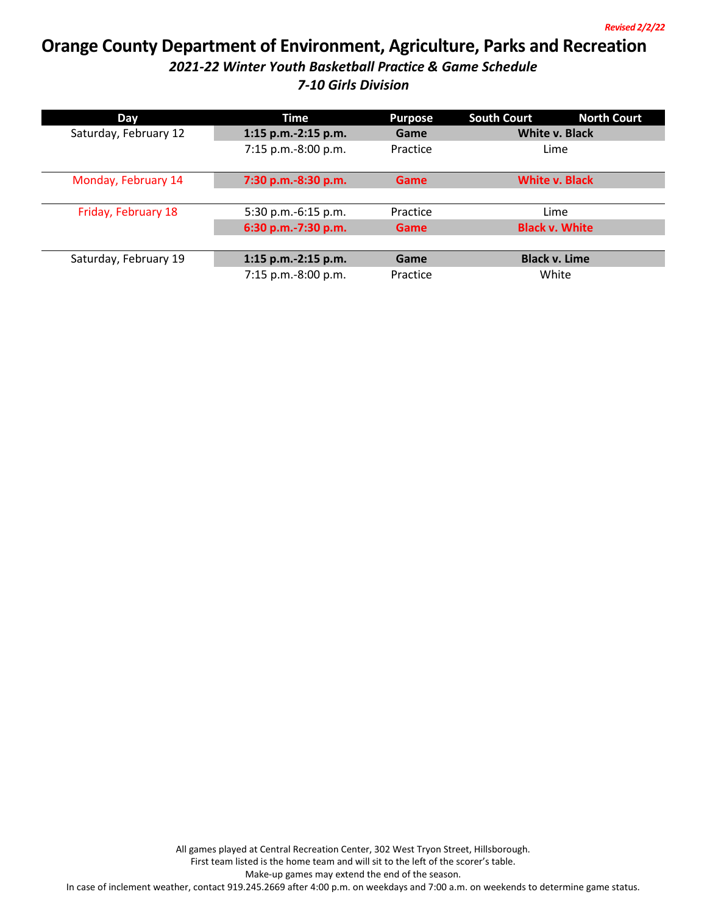*Revised 2/2/22*

# Orange County Department of Environment, Agriculture, Parks and Recreation

***2021-22 Winter Youth Basketball Practice & Game Schedule***

***7-10 Girls Division***

| Day | Time | Purpose | South Court | North Court |
|---|---|---|---|---|
| Saturday, February 12 | **1:15 p.m.-2:15 p.m.** | **Game** | **White v. Black** | |
| | 7:15 p.m.-8:00 p.m. | Practice | Lime | |
| Monday, February 14 | **7:30 p.m.-8:30 p.m.** | **Game** | **White v. Black** | |
| Friday, February 18 | 5:30 p.m.-6:15 p.m. | Practice | Lime | |
| | **6:30 p.m.-7:30 p.m.** | **Game** | **Black v. White** | |
| Saturday, February 19 | **1:15 p.m.-2:15 p.m.** | **Game** | **Black v. Lime** | |
| | 7:15 p.m.-8:00 p.m. | Practice | White | |

All games played at Central Recreation Center, 302 West Tryon Street, Hillsborough.
First team listed is the home team and will sit to the left of the scorer's table.
Make-up games may extend the end of the season.
In case of inclement weather, contact 919.245.2669 after 4:00 p.m. on weekdays and 7:00 a.m. on weekends to determine game status.